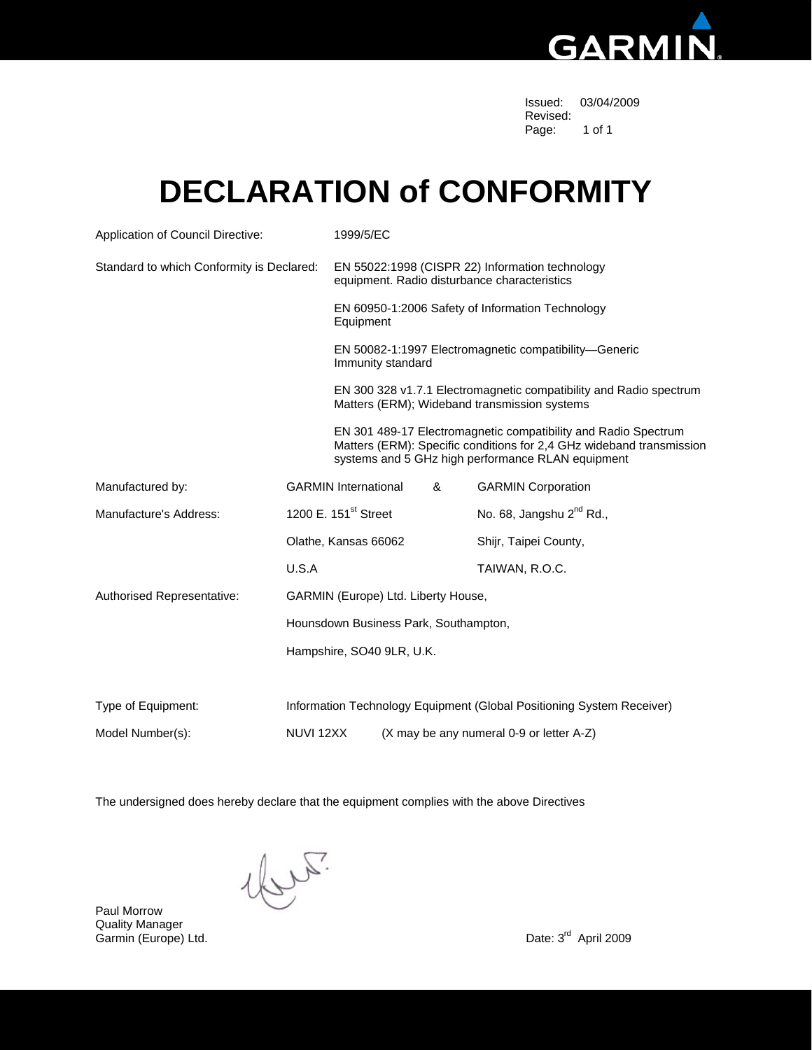Issued: 03/04/2009
Revised:
Page: 1 of 1

# DECLARATION of CONFORMITY

Application of Council Directive: 1999/5/EC

Standard to which Conformity is Declared:

- EN 55022:1998 (CISPR 22) Information technology equipment. Radio disturbance characteristics
- EN 60950-1:2006 Safety of Information Technology Equipment
- EN 50082-1:1997 Electromagnetic compatibility—Generic Immunity standard
- EN 300 328 v1.7.1 Electromagnetic compatibility and Radio spectrum Matters (ERM); Wideband transmission systems
- EN 301 489-17 Electromagnetic compatibility and Radio Spectrum Matters (ERM): Specific conditions for 2,4 GHz wideband transmission systems and 5 GHz high performance RLAN equipment

| | | | |
|---|---|---|---|
| Manufactured by: | GARMIN International | & | GARMIN Corporation |
| Manufacture's Address: | 1200 E. 151st Street | | No. 68, Jangshu 2nd Rd., |
| | Olathe, Kansas 66062 | | Shijr, Taipei County, |
| | U.S.A | | TAIWAN, R.O.C. |

Authorised Representative: GARMIN (Europe) Ltd. Liberty House,
Hounsdown Business Park, Southampton,
Hampshire, SO40 9LR, U.K.

Type of Equipment: Information Technology Equipment (Global Positioning System Receiver)

Model Number(s): NUVI 12XX (X may be any numeral 0-9 or letter A-Z)

The undersigned does hereby declare that the equipment complies with the above Directives

Paul Morrow
Quality Manager
Garmin (Europe) Ltd.

Date: 3rd April 2009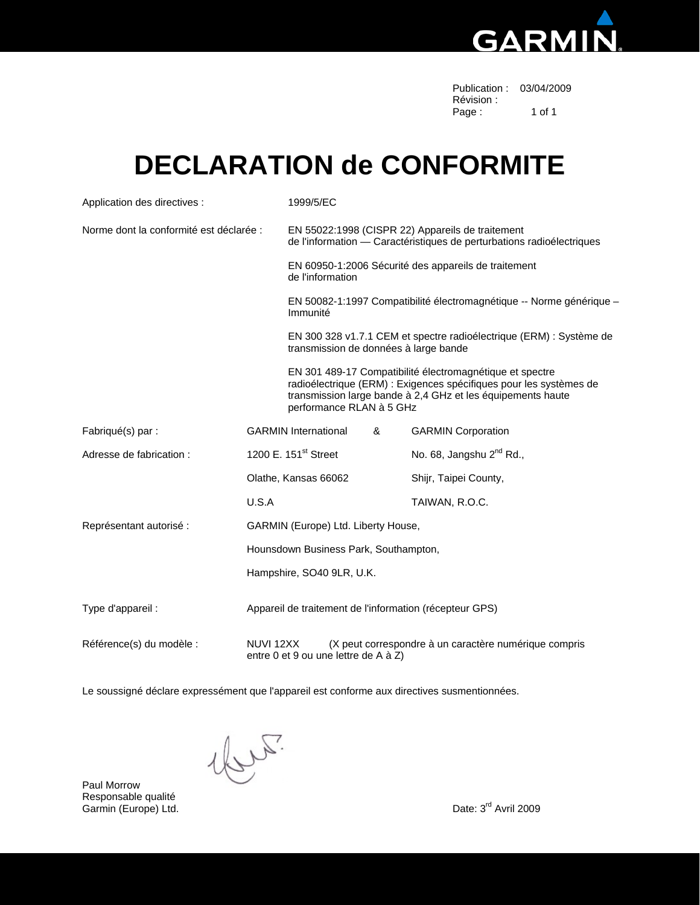Publication : 03/04/2009
Révision :
Page : 1 of 1

# DECLARATION de CONFORMITE

| | | | |
|---|---|---|---|
| Application des directives : | 1999/5/EC | | |
| Norme dont la conformité est déclarée : | EN 55022:1998 (CISPR 22) Appareils de traitement de l'information — Caractéristiques de perturbations radioélectriques<br><br>EN 60950-1:2006 Sécurité des appareils de traitement de l'information<br><br>EN 50082-1:1997 Compatibilité électromagnétique -- Norme générique – Immunité<br><br>EN 300 328 v1.7.1 CEM et spectre radioélectrique (ERM) : Système de transmission de données à large bande<br><br>EN 301 489-17 Compatibilité électromagnétique et spectre radioélectrique (ERM) : Exigences spécifiques pour les systèmes de transmission large bande à 2,4 GHz et les équipements haute performance RLAN à 5 GHz | | |
| Fabriqué(s) par : | GARMIN International | & | GARMIN Corporation |
| Adresse de fabrication : | 1200 E. 151st Street | | No. 68, Jangshu 2nd Rd., |
| | Olathe, Kansas 66062 | | Shijr, Taipei County, |
| | U.S.A | | TAIWAN, R.O.C. |
| Représentant autorisé : | GARMIN (Europe) Ltd. Liberty House, | | |
| | Hounsdown Business Park, Southampton, | | |
| | Hampshire, SO40 9LR, U.K. | | |
| Type d'appareil : | Appareil de traitement de l'information (récepteur GPS) | | |
| Référence(s) du modèle : | NUVI 12XX (X peut correspondre à un caractère numérique compris entre 0 et 9 ou une lettre de A à Z) | | |

Le soussigné déclare expressément que l'appareil est conforme aux directives susmentionnées.

Paul Morrow
Responsable qualité
Garmin (Europe) Ltd.

Date: 3rd Avril 2009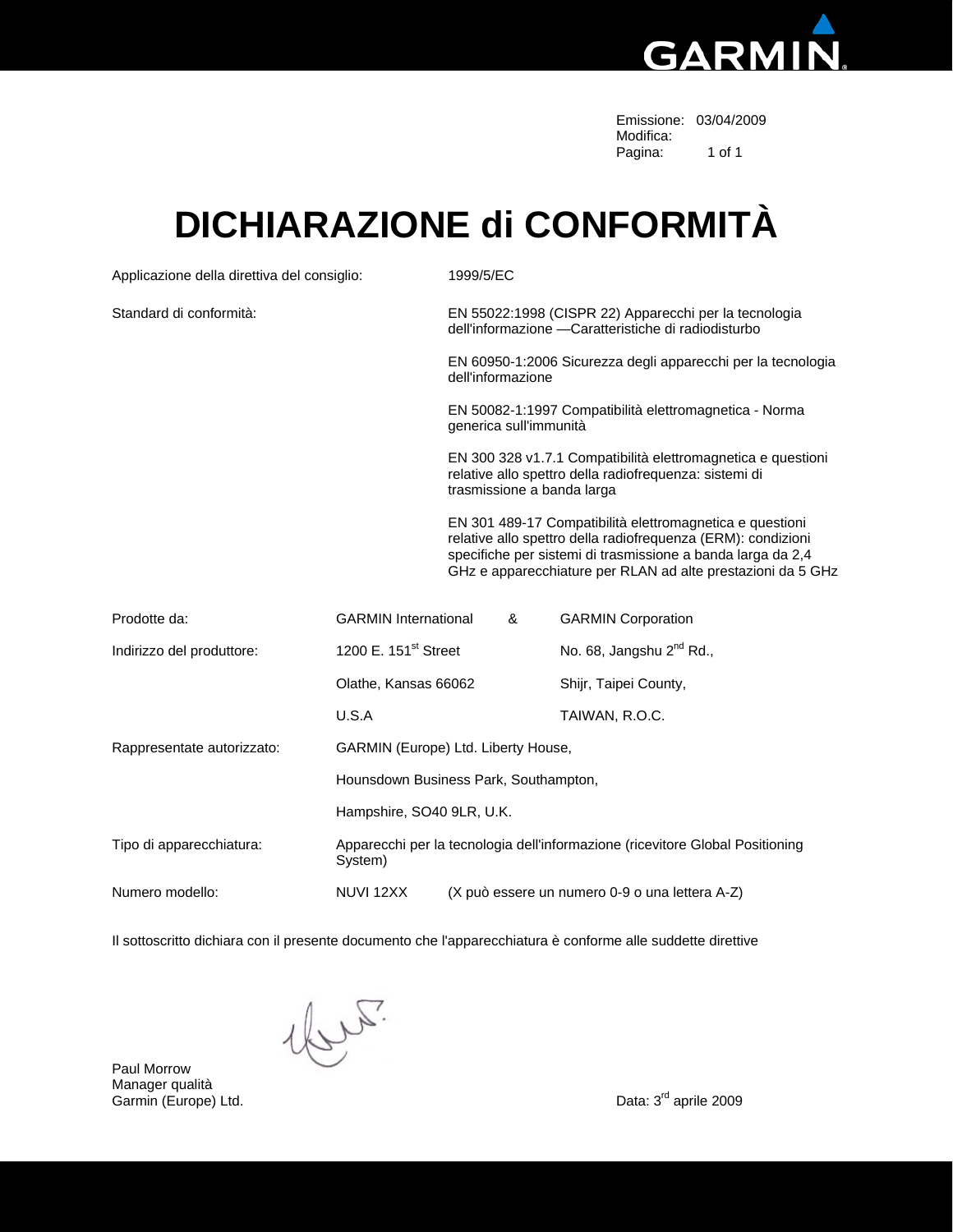Emissione: 03/04/2009
Modifica:
Pagina: 1 of 1

# DICHIARAZIONE di CONFORMITÀ

| | |
|---|---|
| Applicazione della direttiva del consiglio: | 1999/5/EC |
| Standard di conformità: | EN 55022:1998 (CISPR 22) Apparecchi per la tecnologia dell'informazione —Caratteristiche di radiodisturbo |
| | EN 60950-1:2006 Sicurezza degli apparecchi per la tecnologia dell'informazione |
| | EN 50082-1:1997 Compatibilità elettromagnetica - Norma generica sull'immunità |
| | EN 300 328 v1.7.1 Compatibilità elettromagnetica e questioni relative allo spettro della radiofrequenza: sistemi di trasmissione a banda larga |
| | EN 301 489-17 Compatibilità elettromagnetica e questioni relative allo spettro della radiofrequenza (ERM): condizioni specifiche per sistemi di trasmissione a banda larga da 2,4 GHz e apparecchiature per RLAN ad alte prestazioni da 5 GHz |

| | | | |
|---|---|---|---|
| Prodotte da: | GARMIN International | & | GARMIN Corporation |
| Indirizzo del produttore: | 1200 E. 151st Street | | No. 68, Jangshu 2nd Rd., |
| | Olathe, Kansas 66062 | | Shijr, Taipei County, |
| | U.S.A | | TAIWAN, R.O.C. |
| Rappresentate autorizzato: | GARMIN (Europe) Ltd. Liberty House, | | |
| | Hounsdown Business Park, Southampton, | | |
| | Hampshire, SO40 9LR, U.K. | | |
| Tipo di apparecchiatura: | Apparecchi per la tecnologia dell'informazione (ricevitore Global Positioning System) | | |
| Numero modello: | NUVI 12XX | (X può essere un numero 0-9 o una lettera A-Z) | |

Il sottoscritto dichiara con il presente documento che l'apparecchiatura è conforme alle suddette direttive

Paul Morrow
Manager qualità
Garmin (Europe) Ltd.

Data: 3rd aprile 2009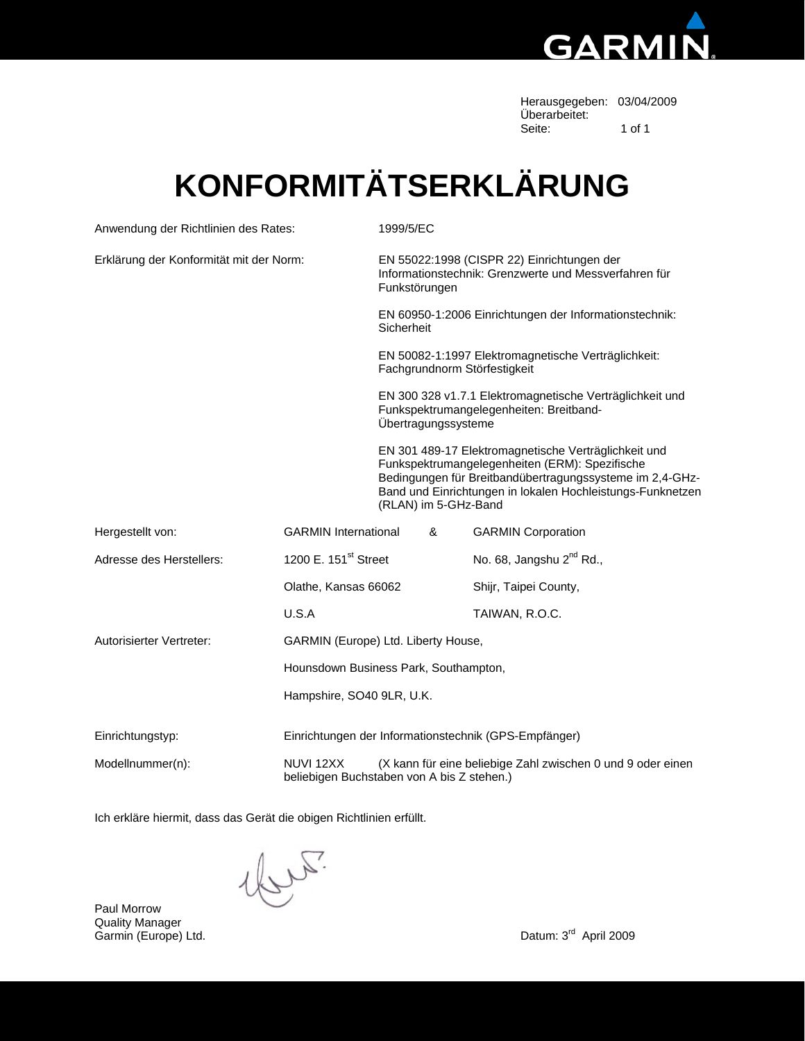Herausgegeben: 03/04/2009
Überarbeitet:
Seite: 1 of 1

# KONFORMITÄTSERKLÄRUNG

| | |
|---|---|
| Anwendung der Richtlinien des Rates: | 1999/5/EC |
| Erklärung der Konformität mit der Norm: | EN 55022:1998 (CISPR 22) Einrichtungen der Informationstechnik: Grenzwerte und Messverfahren für Funkstörungen |
| | EN 60950-1:2006 Einrichtungen der Informationstechnik: Sicherheit |
| | EN 50082-1:1997 Elektromagnetische Verträglichkeit: Fachgrundnorm Störfestigkeit |
| | EN 300 328 v1.7.1 Elektromagnetische Verträglichkeit und Funkspektrumangelegenheiten: Breitband-Übertragungssysteme |
| | EN 301 489-17 Elektromagnetische Verträglichkeit und Funkspektrumangelegenheiten (ERM): Spezifische Bedingungen für Breitbandübertragungssysteme im 2,4-GHz-Band und Einrichtungen in lokalen Hochleistungs-Funknetzen (RLAN) im 5-GHz-Band |

| | | | |
|---|---|---|---|
| Hergestellt von: | GARMIN International | & | GARMIN Corporation |
| Adresse des Herstellers: | 1200 E. 151st Street | | No. 68, Jangshu 2nd Rd., |
| | Olathe, Kansas 66062 | | Shijr, Taipei County, |
| | U.S.A | | TAIWAN, R.O.C. |
| Autorisierter Vertreter: | GARMIN (Europe) Ltd. Liberty House, | | |
| | Hounsdown Business Park, Southampton, | | |
| | Hampshire, SO40 9LR, U.K. | | |
| Einrichtungstyp: | Einrichtungen der Informationstechnik (GPS-Empfänger) | | |
| Modellnummer(n): | NUVI 12XX (X kann für eine beliebige Zahl zwischen 0 und 9 oder einen beliebigen Buchstaben von A bis Z stehen.) | | |

Ich erkläre hiermit, dass das Gerät die obigen Richtlinien erfüllt.

Paul Morrow
Quality Manager
Garmin (Europe) Ltd.

Datum: 3rd April 2009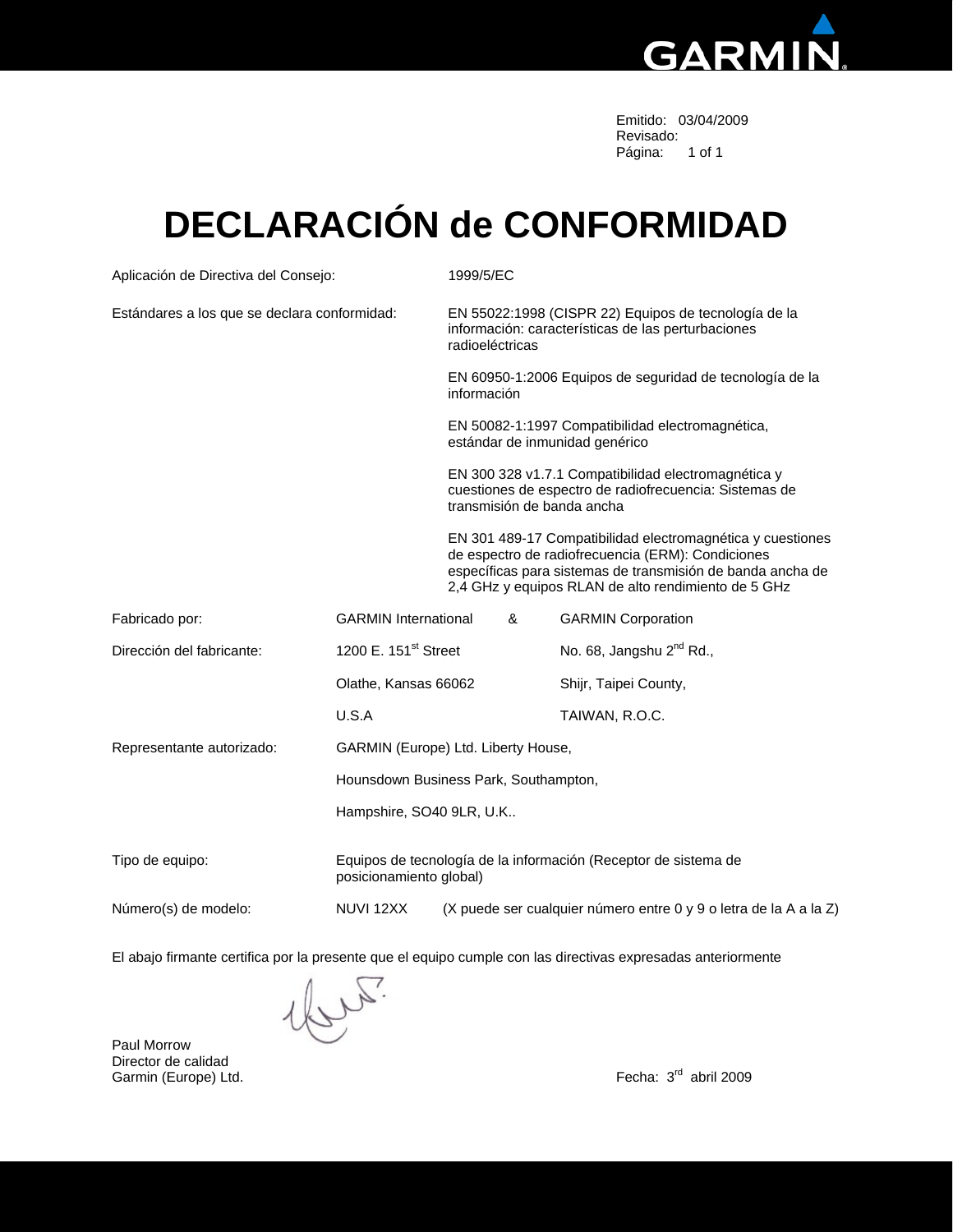Emitido: 03/04/2009
Revisado:
Página: 1 of 1

# DECLARACIÓN de CONFORMIDAD

| | |
|---|---|
| Aplicación de Directiva del Consejo: | 1999/5/EC |
| Estándares a los que se declara conformidad: | EN 55022:1998 (CISPR 22) Equipos de tecnología de la información: características de las perturbaciones radioeléctricas |
| | EN 60950-1:2006 Equipos de seguridad de tecnología de la información |
| | EN 50082-1:1997 Compatibilidad electromagnética, estándar de inmunidad genérico |
| | EN 300 328 v1.7.1 Compatibilidad electromagnética y cuestiones de espectro de radiofrecuencia: Sistemas de transmisión de banda ancha |
| | EN 301 489-17 Compatibilidad electromagnética y cuestiones de espectro de radiofrecuencia (ERM): Condiciones específicas para sistemas de transmisión de banda ancha de 2,4 GHz y equipos RLAN de alto rendimiento de 5 GHz |

| | | | |
|---|---|---|---|
| Fabricado por: | GARMIN International | & | GARMIN Corporation |
| Dirección del fabricante: | 1200 E. 151st Street | | No. 68, Jangshu 2nd Rd., |
| | Olathe, Kansas 66062 | | Shijr, Taipei County, |
| | U.S.A | | TAIWAN, R.O.C. |
| Representante autorizado: | GARMIN (Europe) Ltd. Liberty House, | | |
| | Hounsdown Business Park, Southampton, | | |
| | Hampshire, SO40 9LR, U.K.. | | |
| Tipo de equipo: | Equipos de tecnología de la información (Receptor de sistema de posicionamiento global) | | |
| Número(s) de modelo: | NUVI 12XX | (X puede ser cualquier número entre 0 y 9 o letra de la A a la Z) | |

El abajo firmante certifica por la presente que el equipo cumple con las directivas expresadas anteriormente

Paul Morrow
Director de calidad
Garmin (Europe) Ltd.

Fecha: 3rd abril 2009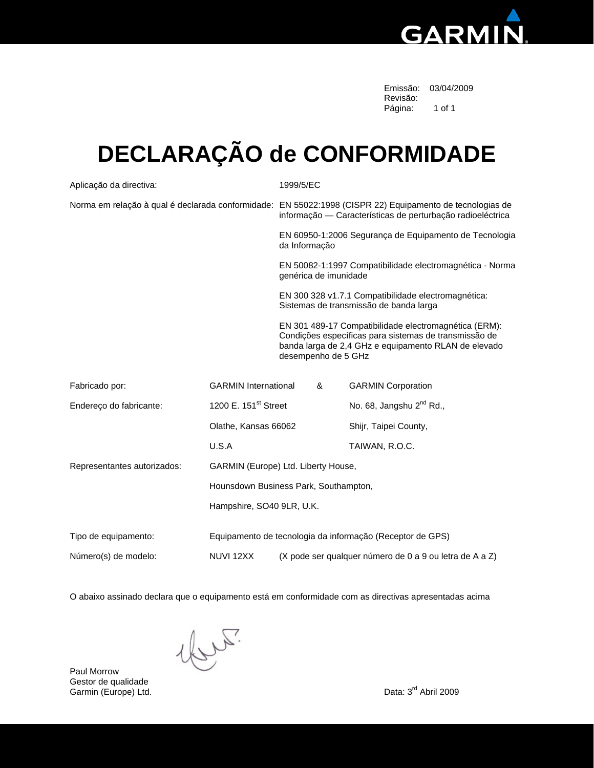Emissão: 03/04/2009
Revisão:
Página: 1 of 1

# DECLARAÇÃO de CONFORMIDADE

| | |
|---|---|
| Aplicação da directiva: | 1999/5/EC |
| Norma em relação à qual é declarada conformidade: | EN 55022:1998 (CISPR 22) Equipamento de tecnologias de informação — Características de perturbação radioeléctrica |
| | EN 60950-1:2006 Segurança de Equipamento de Tecnologia da Informação |
| | EN 50082-1:1997 Compatibilidade electromagnética - Norma genérica de imunidade |
| | EN 300 328 v1.7.1 Compatibilidade electromagnética: Sistemas de transmissão de banda larga |
| | EN 301 489-17 Compatibilidade electromagnética (ERM): Condições específicas para sistemas de transmissão de banda larga de 2,4 GHz e equipamento RLAN de elevado desempenho de 5 GHz |

| | | | |
|---|---|---|---|
| Fabricado por: | GARMIN International | & | GARMIN Corporation |
| Endereço do fabricante: | 1200 E. 151st Street | | No. 68, Jangshu 2nd Rd., |
| | Olathe, Kansas 66062 | | Shijr, Taipei County, |
| | U.S.A | | TAIWAN, R.O.C. |
| Representantes autorizados: | GARMIN (Europe) Ltd. Liberty House, | | |
| | Hounsdown Business Park, Southampton, | | |
| | Hampshire, SO40 9LR, U.K. | | |
| Tipo de equipamento: | Equipamento de tecnologia da informação (Receptor de GPS) | | |
| Número(s) de modelo: | NUVI 12XX | (X pode ser qualquer número de 0 a 9 ou letra de A a Z) | |

O abaixo assinado declara que o equipamento está em conformidade com as directivas apresentadas acima

Paul Morrow
Gestor de qualidade
Garmin (Europe) Ltd.

Data: 3rd Abril 2009